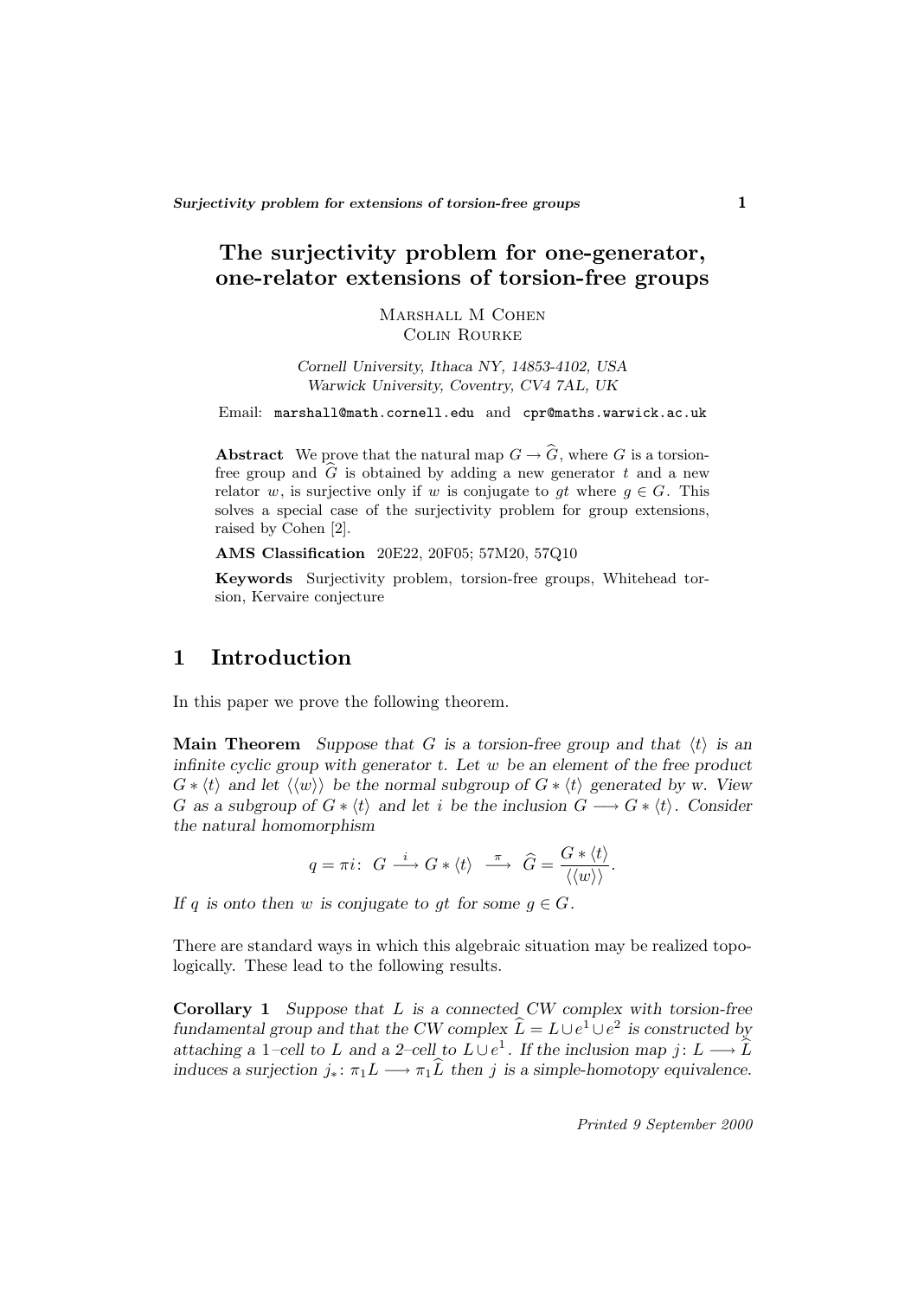# The surjectivity problem for one-generator, one-relator extensions of torsion-free groups

Marshall M Cohen
Colin Rourke

*Cornell University, Ithaca NY, 14853-4102, USA*
*Warwick University, Coventry, CV4 7AL, UK*

Email: marshall@math.cornell.edu and cpr@maths.warwick.ac.uk

**Abstract** We prove that the natural map $G \to \widehat{G}$, where $G$ is a torsion-free group and $\widehat{G}$ is obtained by adding a new generator $t$ and a new relator $w$, is surjective only if $w$ is conjugate to $gt$ where $g \in G$. This solves a special case of the surjectivity problem for group extensions, raised by Cohen [2].

**AMS Classification** 20E22, 20F05; 57M20, 57Q10

**Keywords** Surjectivity problem, torsion-free groups, Whitehead torsion, Kervaire conjecture

## 1 Introduction

In this paper we prove the following theorem.

**Main Theorem** *Suppose that $G$ is a torsion-free group and that $\langle t \rangle$ is an infinite cyclic group with generator $t$. Let $w$ be an element of the free product $G * \langle t \rangle$ and let $\langle\langle w \rangle\rangle$ be the normal subgroup of $G * \langle t \rangle$ generated by $w$. View $G$ as a subgroup of $G * \langle t \rangle$ and let $i$ be the inclusion $G \longrightarrow G * \langle t \rangle$. Consider the natural homomorphism*

$$q = \pi i \colon\ G \xrightarrow{\ i\ } G * \langle t \rangle \ \xrightarrow{\ \pi\ }\ \widehat{G} = \frac{G * \langle t \rangle}{\langle\langle w \rangle\rangle}.$$

*If $q$ is onto then $w$ is conjugate to $gt$ for some $g \in G$.*

There are standard ways in which this algebraic situation may be realized topologically. These lead to the following results.

**Corollary 1** *Suppose that $L$ is a connected CW complex with torsion-free fundamental group and that the CW complex $\widehat{L} = L \cup e^1 \cup e^2$ is constructed by attaching a 1–cell to $L$ and a 2–cell to $L \cup e^1$. If the inclusion map $j \colon L \longrightarrow \widehat{L}$ induces a surjection $j_* \colon \pi_1 L \longrightarrow \pi_1 \widehat{L}$ then $j$ is a simple-homotopy equivalence.*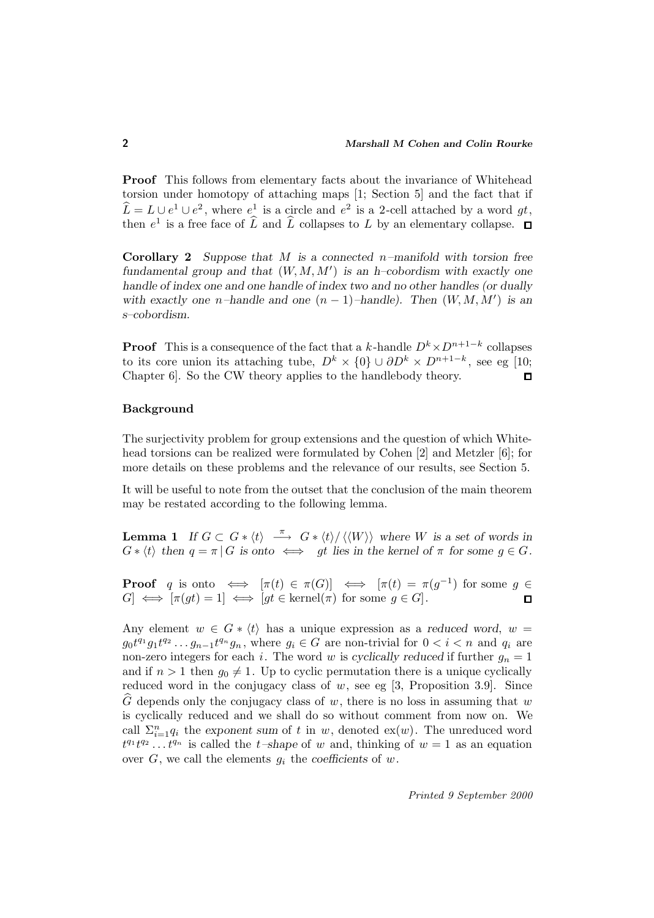**Proof** This follows from elementary facts about the invariance of Whitehead torsion under homotopy of attaching maps [1; Section 5] and the fact that if $\widehat{L} = L \cup e^1 \cup e^2$, where $e^1$ is a circle and $e^2$ is a 2-cell attached by a word $gt$, then $e^1$ is a free face of $\widehat{L}$ and $\widehat{L}$ collapses to $L$ by an elementary collapse. $\square$

**Corollary 2** *Suppose that $M$ is a connected $n$–manifold with torsion free fundamental group and that $(W, M, M')$ is an $h$–cobordism with exactly one handle of index one and one handle of index two and no other handles (or dually with exactly one $n$–handle and one $(n-1)$–handle). Then $(W, M, M')$ is an $s$–cobordism.*

**Proof** This is a consequence of the fact that a $k$-handle $D^k \times D^{n+1-k}$ collapses to its core union its attaching tube, $D^k \times \{0\} \cup \partial D^k \times D^{n+1-k}$, see eg [10; Chapter 6]. So the CW theory applies to the handlebody theory. $\square$

### Background

The surjectivity problem for group extensions and the question of which Whitehead torsions can be realized were formulated by Cohen [2] and Metzler [6]; for more details on these problems and the relevance of our results, see Section 5.

It will be useful to note from the outset that the conclusion of the main theorem may be restated according to the following lemma.

**Lemma 1** *If $G \subset G * \langle t \rangle \xrightarrow{\pi} G * \langle t \rangle / \langle\langle W \rangle\rangle$ where $W$ is a set of words in $G * \langle t \rangle$ then $q = \pi \,|\, G$ is onto $\iff$ $gt$ lies in the kernel of $\pi$ for some $g \in G$.*

**Proof** $q$ is onto $\iff$ $[\pi(t) \in \pi(G)]$ $\iff$ $[\pi(t) = \pi(g^{-1})$ for some $g \in G]$ $\iff$ $[\pi(gt) = 1]$ $\iff$ $[gt \in \mathrm{kernel}(\pi)$ for some $g \in G]$. $\square$

Any element $w \in G * \langle t \rangle$ has a unique expression as a *reduced word*, $w = g_0 t^{q_1} g_1 t^{q_2} \dots g_{n-1} t^{q_n} g_n$, where $g_i \in G$ are non-trivial for $0 < i < n$ and $q_i$ are non-zero integers for each $i$. The word $w$ is *cyclically reduced* if further $g_n = 1$ and if $n > 1$ then $g_0 \neq 1$. Up to cyclic permutation there is a unique cyclically reduced word in the conjugacy class of $w$, see eg [3, Proposition 3.9]. Since $\widehat{G}$ depends only the conjugacy class of $w$, there is no loss in assuming that $w$ is cyclically reduced and we shall do so without comment from now on. We call $\Sigma_{i=1}^{n} q_i$ the *exponent sum* of $t$ in $w$, denoted $\mathrm{ex}(w)$. The unreduced word $t^{q_1} t^{q_2} \dots t^{q_n}$ is called the *$t$–shape* of $w$ and, thinking of $w = 1$ as an equation over $G$, we call the elements $g_i$ the *coefficients* of $w$.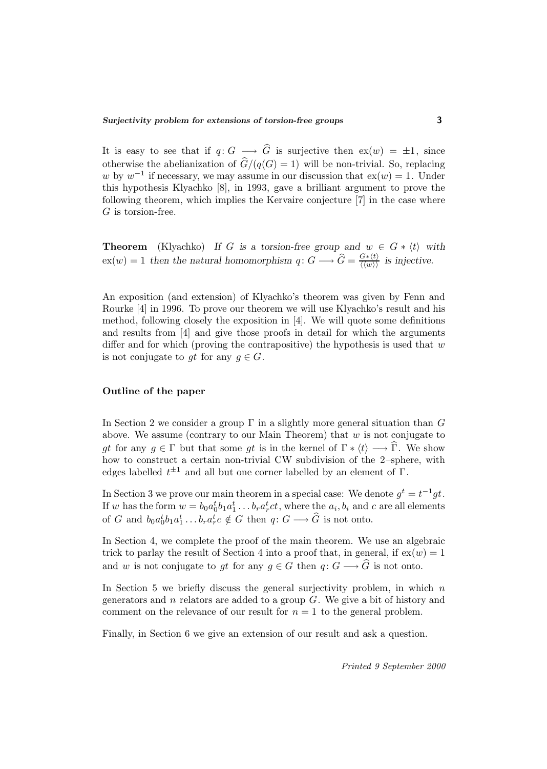It is easy to see that if $q\colon G \longrightarrow \widehat{G}$ is surjective then $\mathrm{ex}(w) = \pm 1$, since otherwise the abelianization of $\widehat{G}/(q(G) = 1)$ will be non-trivial. So, replacing $w$ by $w^{-1}$ if necessary, we may assume in our discussion that $\mathrm{ex}(w) = 1$. Under this hypothesis Klyachko [8], in 1993, gave a brilliant argument to prove the following theorem, which implies the Kervaire conjecture [7] in the case where $G$ is torsion-free.

**Theorem** (Klyachko) *If $G$ is a torsion-free group and $w \in G * \langle t \rangle$ with $\mathrm{ex}(w) = 1$ then the natural homomorphism $q\colon G \longrightarrow \widehat{G} = \frac{G*\langle t \rangle}{\langle\langle w \rangle\rangle}$ is injective.*

An exposition (and extension) of Klyachko's theorem was given by Fenn and Rourke [4] in 1996. To prove our theorem we will use Klyachko's result and his method, following closely the exposition in [4]. We will quote some definitions and results from [4] and give those proofs in detail for which the arguments differ and for which (proving the contrapositive) the hypothesis is used that $w$ is not conjugate to $gt$ for any $g \in G$.

### Outline of the paper

In Section 2 we consider a group $\Gamma$ in a slightly more general situation than $G$ above. We assume (contrary to our Main Theorem) that $w$ is not conjugate to $gt$ for any $g \in \Gamma$ but that some $gt$ is in the kernel of $\Gamma * \langle t \rangle \longrightarrow \widehat{\Gamma}$. We show how to construct a certain non-trivial CW subdivision of the 2–sphere, with edges labelled $t^{\pm 1}$ and all but one corner labelled by an element of $\Gamma$.

In Section 3 we prove our main theorem in a special case: We denote $g^t = t^{-1}gt$. If $w$ has the form $w = b_0 a_0^t b_1 a_1^t \dots b_r a_r^t ct$, where the $a_i, b_i$ and $c$ are all elements of $G$ and $b_0 a_0^t b_1 a_1^t \dots b_r a_r^t c \notin G$ then $q\colon G \longrightarrow \widehat{G}$ is not onto.

In Section 4, we complete the proof of the main theorem. We use an algebraic trick to parlay the result of Section 4 into a proof that, in general, if $\mathrm{ex}(w) = 1$ and $w$ is not conjugate to $gt$ for any $g \in G$ then $q\colon G \longrightarrow \widehat{G}$ is not onto.

In Section 5 we briefly discuss the general surjectivity problem, in which $n$ generators and $n$ relators are added to a group $G$. We give a bit of history and comment on the relevance of our result for $n = 1$ to the general problem.

Finally, in Section 6 we give an extension of our result and ask a question.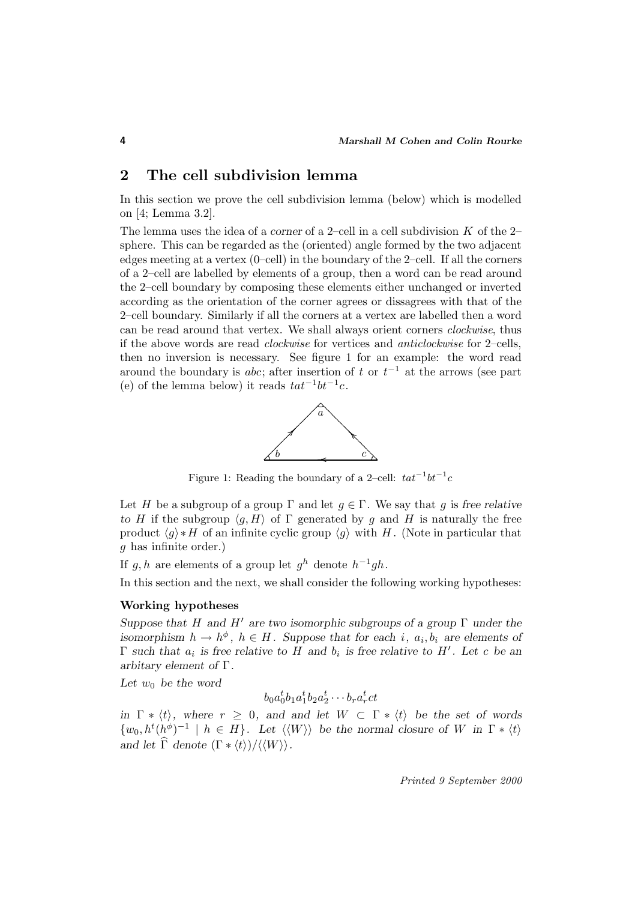## 2 The cell subdivision lemma

In this section we prove the cell subdivision lemma (below) which is modelled on [4; Lemma 3.2].

The lemma uses the idea of a *corner* of a 2–cell in a cell subdivision $K$ of the 2–sphere. This can be regarded as the (oriented) angle formed by the two adjacent edges meeting at a vertex (0–cell) in the boundary of the 2–cell. If all the corners of a 2–cell are labelled by elements of a group, then a word can be read around the 2–cell boundary by composing these elements either unchanged or inverted according as the orientation of the corner agrees or dissagrees with that of the 2–cell boundary. Similarly if all the corners at a vertex are labelled then a word can be read around that vertex. We shall always orient corners *clockwise*, thus if the above words are read *clockwise* for vertices and *anticlockwise* for 2–cells, then no inversion is necessary. See figure 1 for an example: the word read around the boundary is $abc$; after insertion of $t$ or $t^{-1}$ at the arrows (see part (e) of the lemma below) it reads $tat^{-1}bt^{-1}c$.

Figure 1: Reading the boundary of a 2–cell: $tat^{-1}bt^{-1}c$

Let $H$ be a subgroup of a group $\Gamma$ and let $g \in \Gamma$. We say that $g$ is *free relative to* $H$ if the subgroup $\langle g, H\rangle$ of $\Gamma$ generated by $g$ and $H$ is naturally the free product $\langle g\rangle * H$ of an infinite cyclic group $\langle g\rangle$ with $H$. (Note in particular that $g$ has infinite order.)

If $g, h$ are elements of a group let $g^h$ denote $h^{-1}gh$.

In this section and the next, we shall consider the following working hypotheses:

**Working hypotheses**

*Suppose that $H$ and $H'$ are two isomorphic subgroups of a group $\Gamma$ under the isomorphism $h \to h^{\phi}$, $h \in H$. Suppose that for each $i$, $a_i, b_i$ are elements of $\Gamma$ such that $a_i$ is free relative to $H$ and $b_i$ is free relative to $H'$. Let $c$ be an arbitary element of $\Gamma$.*

*Let $w_0$ be the word*

$$b_0a_0^tb_1a_1^tb_2a_2^t\cdots b_ra_r^tct$$

*in $\Gamma * \langle t\rangle$, where $r \geq 0$, and and let $W \subset \Gamma * \langle t\rangle$ be the set of words $\{w_0, h^t(h^{\phi})^{-1} \mid h \in H\}$. Let $\langle\langle W\rangle\rangle$ be the normal closure of $W$ in $\Gamma * \langle t\rangle$ and let $\widehat{\Gamma}$ denote $(\Gamma * \langle t\rangle)/\langle\langle W\rangle\rangle$.*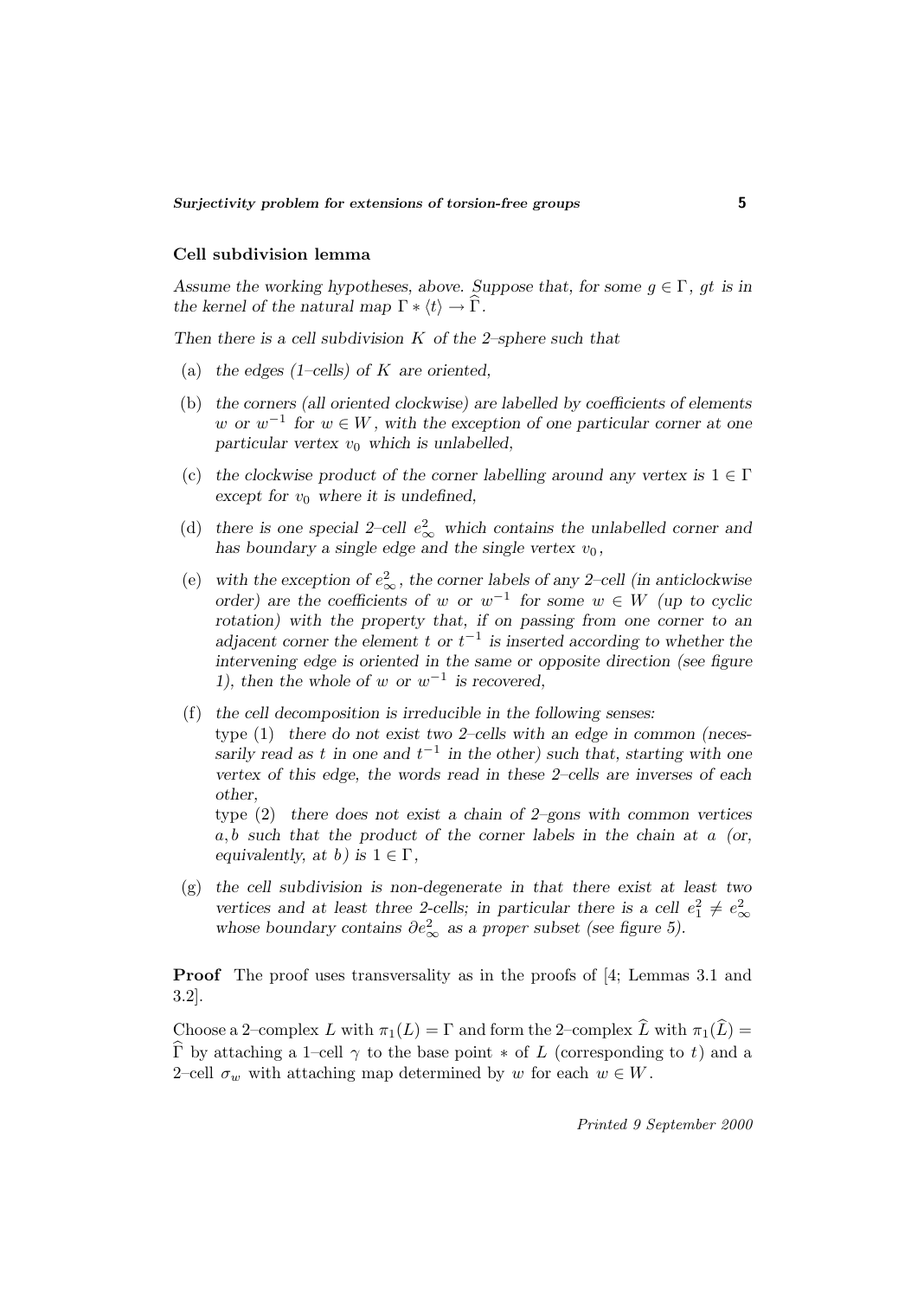### Cell subdivision lemma

*Assume the working hypotheses, above. Suppose that, for some $g \in \Gamma$, $gt$ is in the kernel of the natural map $\Gamma * \langle t \rangle \to \widehat{\Gamma}$.*

*Then there is a cell subdivision $K$ of the 2–sphere such that*

(a) *the edges (1–cells) of $K$ are oriented,*

(b) *the corners (all oriented clockwise) are labelled by coefficients of elements $w$ or $w^{-1}$ for $w \in W$, with the exception of one particular corner at one particular vertex $v_0$ which is unlabelled,*

(c) *the clockwise product of the corner labelling around any vertex is $1 \in \Gamma$ except for $v_0$ where it is undefined,*

(d) *there is one special 2–cell $e^2_\infty$ which contains the unlabelled corner and has boundary a single edge and the single vertex $v_0$,*

(e) *with the exception of $e^2_\infty$, the corner labels of any 2–cell (in anticlockwise order) are the coefficients of $w$ or $w^{-1}$ for some $w \in W$ (up to cyclic rotation) with the property that, if on passing from one corner to an adjacent corner the element $t$ or $t^{-1}$ is inserted according to whether the intervening edge is oriented in the same or opposite direction (see figure 1), then the whole of $w$ or $w^{-1}$ is recovered,*

(f) *the cell decomposition is irreducible in the following senses:*
type (1) *there do not exist two 2–cells with an edge in common (necessarily read as $t$ in one and $t^{-1}$ in the other) such that, starting with one vertex of this edge, the words read in these 2–cells are inverses of each other,*
type (2) *there does not exist a chain of 2–gons with common vertices $a, b$ such that the product of the corner labels in the chain at $a$ (or, equivalently, at $b$) is $1 \in \Gamma$,*

(g) *the cell subdivision is non-degenerate in that there exist at least two vertices and at least three 2-cells; in particular there is a cell $e^2_1 \neq e^2_\infty$ whose boundary contains $\partial e^2_\infty$ as a proper subset (see figure 5).*

**Proof** The proof uses transversality as in the proofs of [4; Lemmas 3.1 and 3.2].

Choose a 2–complex $L$ with $\pi_1(L) = \Gamma$ and form the 2–complex $\widehat{L}$ with $\pi_1(\widehat{L}) = \widehat{\Gamma}$ by attaching a 1–cell $\gamma$ to the base point $*$ of $L$ (corresponding to $t$) and a 2–cell $\sigma_w$ with attaching map determined by $w$ for each $w \in W$.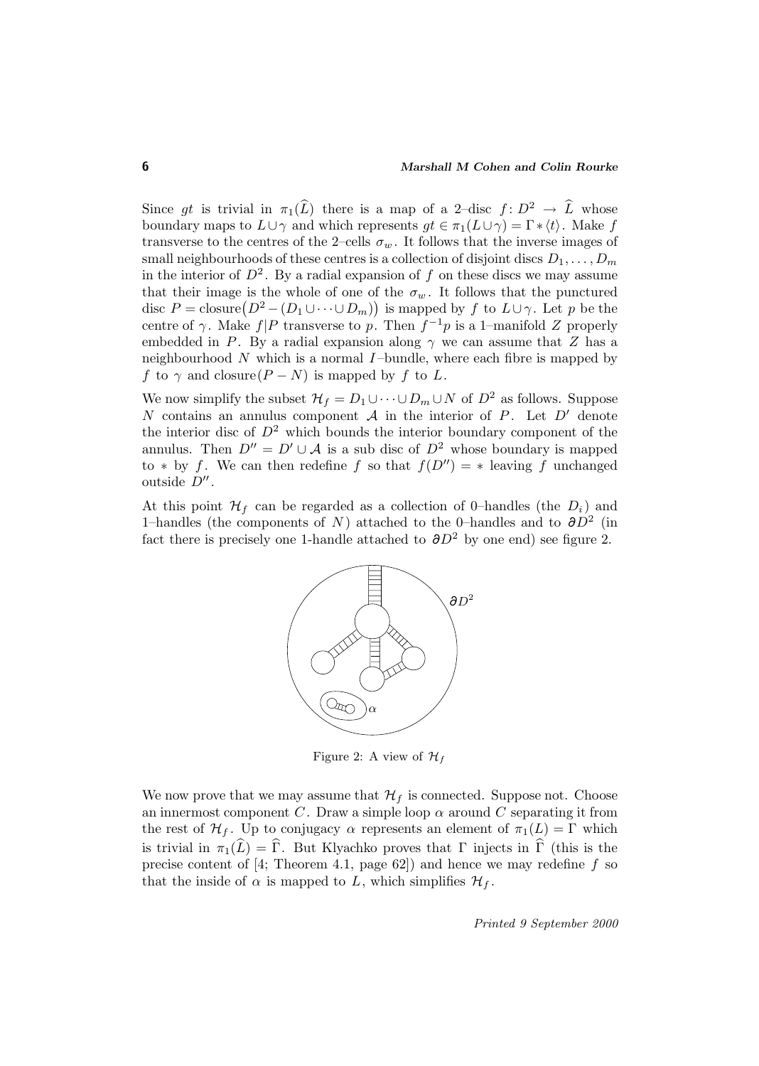Since $gt$ is trivial in $\pi_1(\widehat{L})$ there is a map of a 2–disc $f\colon D^2 \to \widehat{L}$ whose boundary maps to $L \cup \gamma$ and which represents $gt \in \pi_1(L \cup \gamma) = \Gamma * \langle t \rangle$. Make $f$ transverse to the centres of the 2–cells $\sigma_w$. It follows that the inverse images of small neighbourhoods of these centres is a collection of disjoint discs $D_1, \ldots, D_m$ in the interior of $D^2$. By a radial expansion of $f$ on these discs we may assume that their image is the whole of one of the $\sigma_w$. It follows that the punctured disc $P = \text{closure}\big(D^2 - (D_1 \cup \cdots \cup D_m)\big)$ is mapped by $f$ to $L \cup \gamma$. Let $p$ be the centre of $\gamma$. Make $f|P$ transverse to $p$. Then $f^{-1}p$ is a 1–manifold $Z$ properly embedded in $P$. By a radial expansion along $\gamma$ we can assume that $Z$ has a neighbourhood $N$ which is a normal $I$–bundle, where each fibre is mapped by $f$ to $\gamma$ and $\text{closure}(P - N)$ is mapped by $f$ to $L$.

We now simplify the subset $\mathcal{H}_f = D_1 \cup \cdots \cup D_m \cup N$ of $D^2$ as follows. Suppose $N$ contains an annulus component $\mathcal{A}$ in the interior of $P$. Let $D'$ denote the interior disc of $D^2$ which bounds the interior boundary component of the annulus. Then $D'' = D' \cup \mathcal{A}$ is a sub disc of $D^2$ whose boundary is mapped to $*$ by $f$. We can then redefine $f$ so that $f(D'') = *$ leaving $f$ unchanged outside $D''$.

At this point $\mathcal{H}_f$ can be regarded as a collection of 0–handles (the $D_i$) and 1–handles (the components of $N$) attached to the 0–handles and to $\partial D^2$ (in fact there is precisely one 1-handle attached to $\partial D^2$ by one end) see figure 2.

Figure 2: A view of $\mathcal{H}_f$

We now prove that we may assume that $\mathcal{H}_f$ is connected. Suppose not. Choose an innermost component $C$. Draw a simple loop $\alpha$ around $C$ separating it from the rest of $\mathcal{H}_f$. Up to conjugacy $\alpha$ represents an element of $\pi_1(L) = \Gamma$ which is trivial in $\pi_1(\widehat{L}) = \widehat{\Gamma}$. But Klyachko proves that $\Gamma$ injects in $\widehat{\Gamma}$ (this is the precise content of [4; Theorem 4.1, page 62]) and hence we may redefine $f$ so that the inside of $\alpha$ is mapped to $L$, which simplifies $\mathcal{H}_f$.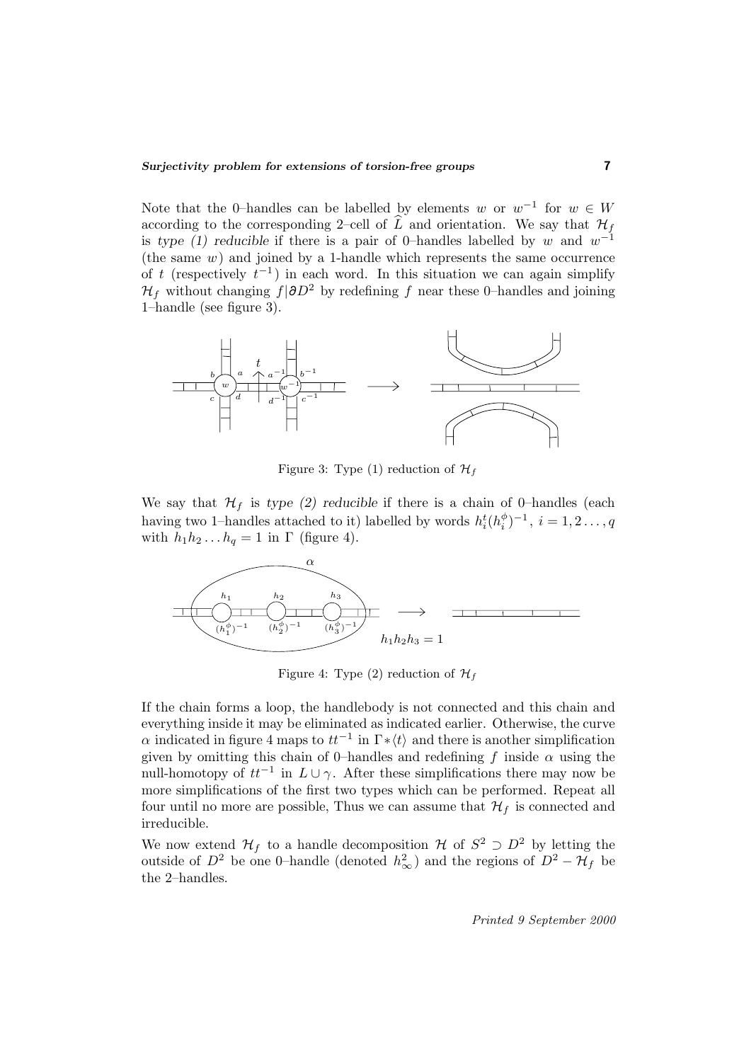Note that the 0–handles can be labelled by elements $w$ or $w^{-1}$ for $w \in W$ according to the corresponding 2–cell of $\widehat{L}$ and orientation. We say that $\mathcal{H}_f$ is *type (1) reducible* if there is a pair of 0–handles labelled by $w$ and $w^{-1}$ (the same $w$) and joined by a 1-handle which represents the same occurrence of $t$ (respectively $t^{-1}$) in each word. In this situation we can again simplify $\mathcal{H}_f$ without changing $f|\partial D^2$ by redefining $f$ near these 0–handles and joining 1–handle (see figure 3).

Figure 3: Type (1) reduction of $\mathcal{H}_f$

We say that $\mathcal{H}_f$ is *type (2) reducible* if there is a chain of 0–handles (each having two 1–handles attached to it) labelled by words $h_i^t(h_i^\phi)^{-1}$, $i = 1, 2 \ldots, q$ with $h_1 h_2 \ldots h_q = 1$ in $\Gamma$ (figure 4).

Figure 4: Type (2) reduction of $\mathcal{H}_f$

If the chain forms a loop, the handlebody is not connected and this chain and everything inside it may be eliminated as indicated earlier. Otherwise, the curve $\alpha$ indicated in figure 4 maps to $tt^{-1}$ in $\Gamma * \langle t \rangle$ and there is another simplification given by omitting this chain of 0–handles and redefining $f$ inside $\alpha$ using the null-homotopy of $tt^{-1}$ in $L \cup \gamma$. After these simplifications there may now be more simplifications of the first two types which can be performed. Repeat all four until no more are possible, Thus we can assume that $\mathcal{H}_f$ is connected and irreducible.

We now extend $\mathcal{H}_f$ to a handle decomposition $\mathcal{H}$ of $S^2 \supset D^2$ by letting the outside of $D^2$ be one 0–handle (denoted $h^2_\infty$) and the regions of $D^2 - \mathcal{H}_f$ be the 2–handles.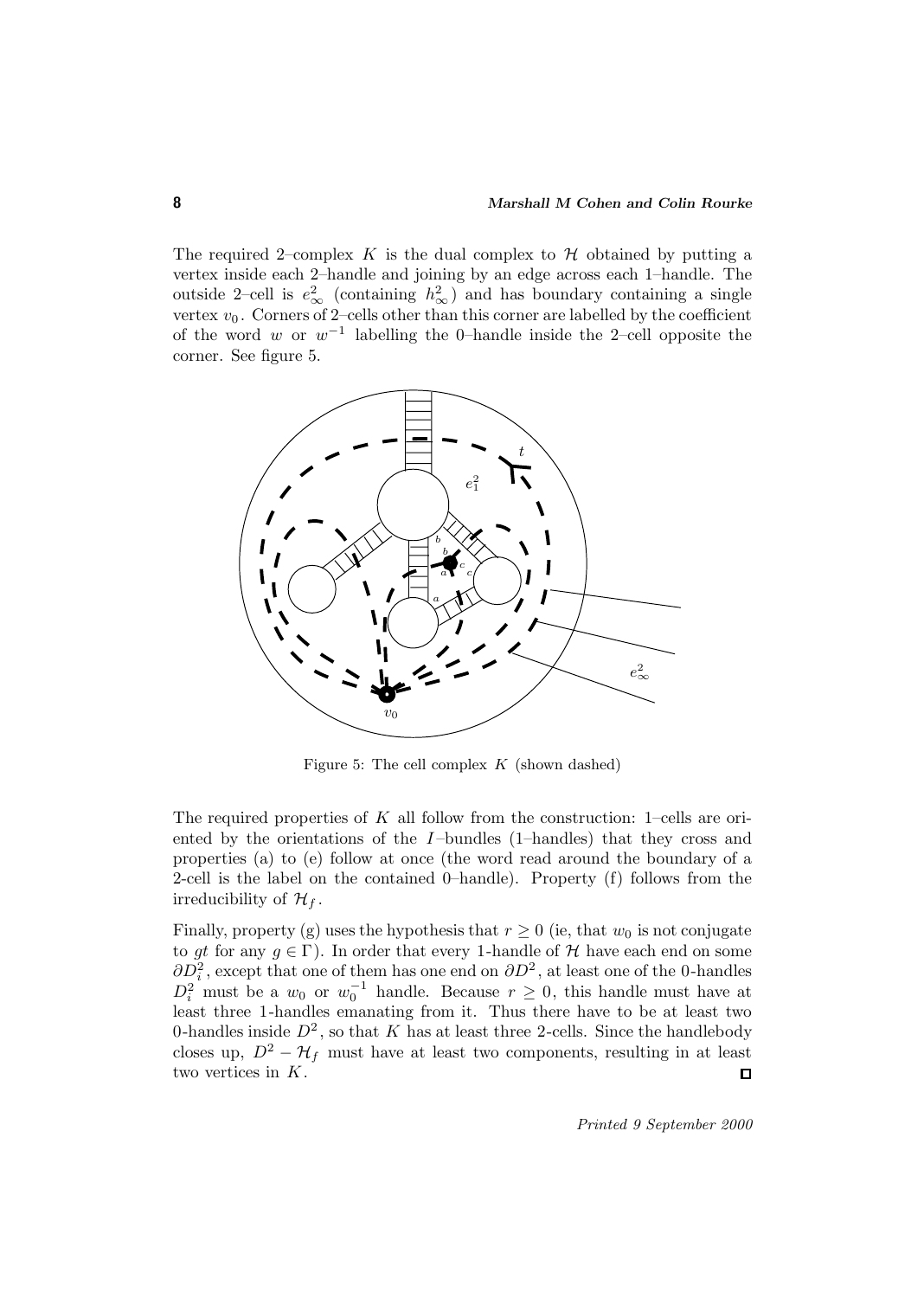The required 2–complex $K$ is the dual complex to $\mathcal{H}$ obtained by putting a vertex inside each 2–handle and joining by an edge across each 1–handle. The outside 2–cell is $e^2_\infty$ (containing $h^2_\infty$) and has boundary containing a single vertex $v_0$. Corners of 2–cells other than this corner are labelled by the coefficient of the word $w$ or $w^{-1}$ labelling the 0–handle inside the 2–cell opposite the corner. See figure 5.

Figure 5: The cell complex $K$ (shown dashed)

The required properties of $K$ all follow from the construction: 1–cells are oriented by the orientations of the $I$–bundles (1–handles) that they cross and properties (a) to (e) follow at once (the word read around the boundary of a 2-cell is the label on the contained 0–handle). Property (f) follows from the irreducibility of $\mathcal{H}_f$.

Finally, property (g) uses the hypothesis that $r \geq 0$ (ie, that $w_0$ is not conjugate to $gt$ for any $g \in \Gamma$). In order that every 1-handle of $\mathcal{H}$ have each end on some $\partial D^2_i$, except that one of them has one end on $\partial D^2$, at least one of the 0-handles $D^2_i$ must be a $w_0$ or $w_0^{-1}$ handle. Because $r \geq 0$, this handle must have at least three 1-handles emanating from it. Thus there have to be at least two 0-handles inside $D^2$, so that $K$ has at least three 2-cells. Since the handlebody closes up, $D^2 - \mathcal{H}_f$ must have at least two components, resulting in at least two vertices in $K$. □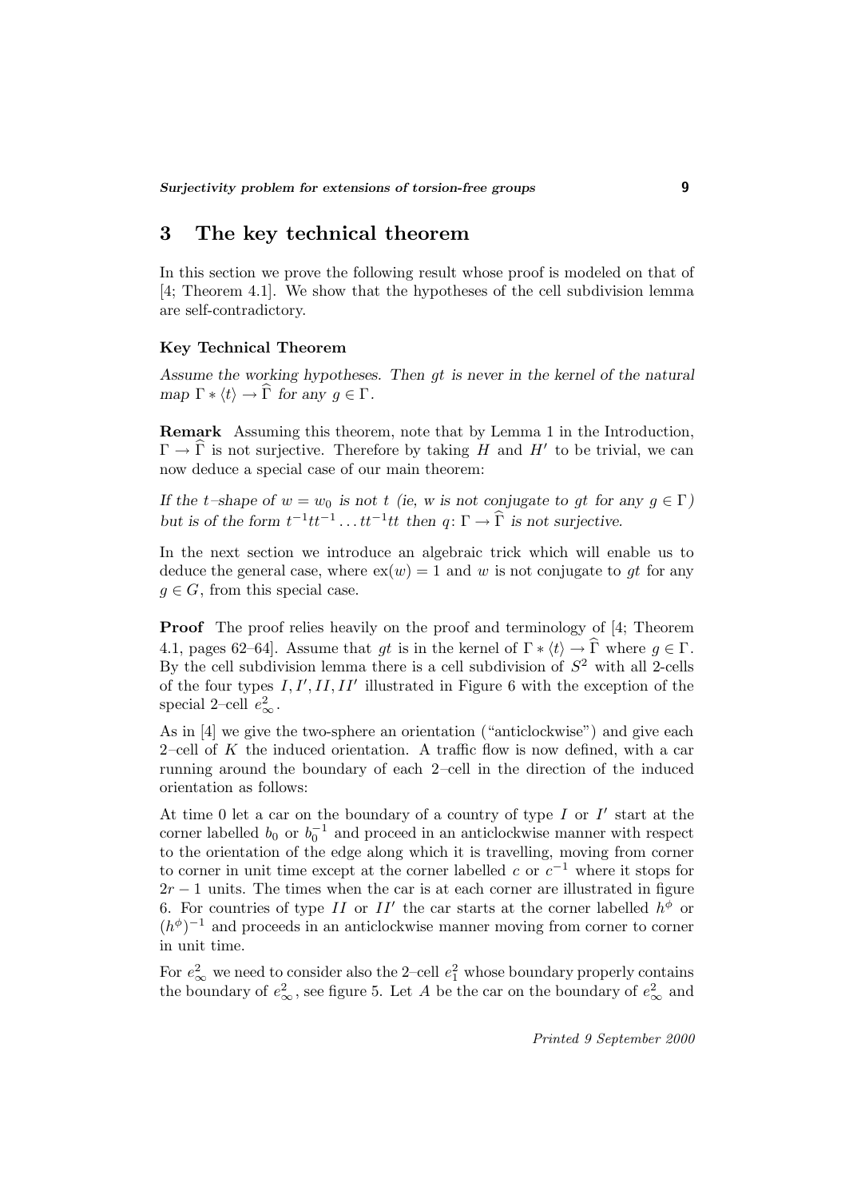# 3 The key technical theorem

In this section we prove the following result whose proof is modeled on that of [4; Theorem 4.1]. We show that the hypotheses of the cell subdivision lemma are self-contradictory.

**Key Technical Theorem**

*Assume the working hypotheses. Then $gt$ is never in the kernel of the natural map $\Gamma * \langle t\rangle \to \widehat{\Gamma}$ for any $g \in \Gamma$.*

**Remark** Assuming this theorem, note that by Lemma 1 in the Introduction, $\Gamma \to \widehat{\Gamma}$ is not surjective. Therefore by taking $H$ and $H'$ to be trivial, we can now deduce a special case of our main theorem:

*If the $t$–shape of $w = w_0$ is not $t$ (ie, $w$ is not conjugate to $gt$ for any $g \in \Gamma$) but is of the form $t^{-1}tt^{-1} \dots tt^{-1}tt$ then $q\colon \Gamma \to \widehat{\Gamma}$ is not surjective.*

In the next section we introduce an algebraic trick which will enable us to deduce the general case, where $\mathrm{ex}(w) = 1$ and $w$ is not conjugate to $gt$ for any $g \in G$, from this special case.

**Proof** The proof relies heavily on the proof and terminology of [4; Theorem 4.1, pages 62–64]. Assume that $gt$ is in the kernel of $\Gamma * \langle t\rangle \to \widehat{\Gamma}$ where $g \in \Gamma$. By the cell subdivision lemma there is a cell subdivision of $S^2$ with all 2-cells of the four types $I, I', II, II'$ illustrated in Figure 6 with the exception of the special 2–cell $e^2_\infty$.

As in [4] we give the two-sphere an orientation ("anticlockwise") and give each 2–cell of $K$ the induced orientation. A traffic flow is now defined, with a car running around the boundary of each 2–cell in the direction of the induced orientation as follows:

At time 0 let a car on the boundary of a country of type $I$ or $I'$ start at the corner labelled $b_0$ or $b_0^{-1}$ and proceed in an anticlockwise manner with respect to the orientation of the edge along which it is travelling, moving from corner to corner in unit time except at the corner labelled $c$ or $c^{-1}$ where it stops for $2r - 1$ units. The times when the car is at each corner are illustrated in figure 6. For countries of type $II$ or $II'$ the car starts at the corner labelled $h^\phi$ or $(h^\phi)^{-1}$ and proceeds in an anticlockwise manner moving from corner to corner in unit time.

For $e^2_\infty$ we need to consider also the 2–cell $e^2_1$ whose boundary properly contains the boundary of $e^2_\infty$, see figure 5. Let $A$ be the car on the boundary of $e^2_\infty$ and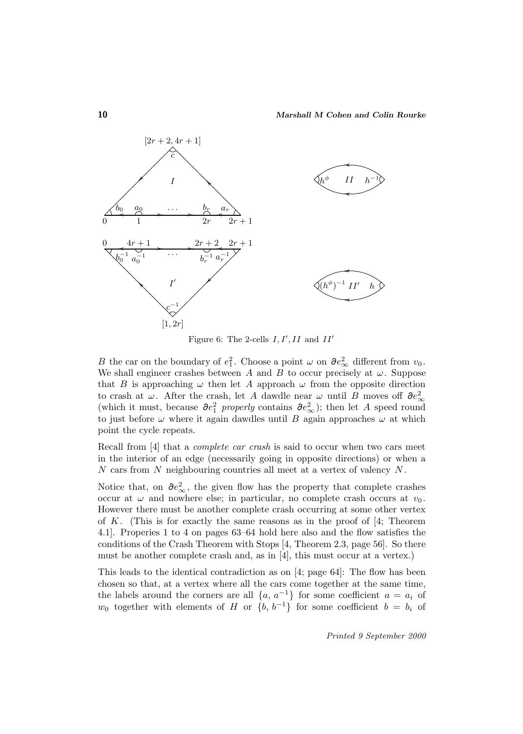Figure 6: The 2-cells $I, I', II$ and $II'$

$B$ the car on the boundary of $e_1^2$. Choose a point $\omega$ on $\partial e_\infty^2$ different from $v_0$. We shall engineer crashes between $A$ and $B$ to occur precisely at $\omega$. Suppose that $B$ is approaching $\omega$ then let $A$ approach $\omega$ from the opposite direction to crash at $\omega$. After the crash, let $A$ dawdle near $\omega$ until $B$ moves off $\partial e_\infty^2$ (which it must, because $\partial e_1^2$ *properly* contains $\partial e_\infty^2$); then let $A$ speed round to just before $\omega$ where it again dawdles until $B$ again approaches $\omega$ at which point the cycle repeats.

Recall from [4] that a *complete car crash* is said to occur when two cars meet in the interior of an edge (necessarily going in opposite directions) or when a $N$ cars from $N$ neighbouring countries all meet at a vertex of valency $N$.

Notice that, on $\partial e_\infty^2$, the given flow has the property that complete crashes occur at $\omega$ and nowhere else; in particular, no complete crash occurs at $v_0$. However there must be another complete crash occurring at some other vertex of $K$. (This is for exactly the same reasons as in the proof of [4; Theorem 4.1]. Properies 1 to 4 on pages 63–64 hold here also and the flow satisfies the conditions of the Crash Theorem with Stops [4, Theorem 2.3, page 56]. So there must be another complete crash and, as in [4], this must occur at a vertex.)

This leads to the identical contradiction as on [4; page 64]: The flow has been chosen so that, at a vertex where all the cars come together at the same time, the labels around the corners are all $\{a, a^{-1}\}$ for some coefficient $a = a_i$ of $w_0$ together with elements of $H$ or $\{b, b^{-1}\}$ for some coefficient $b = b_i$ of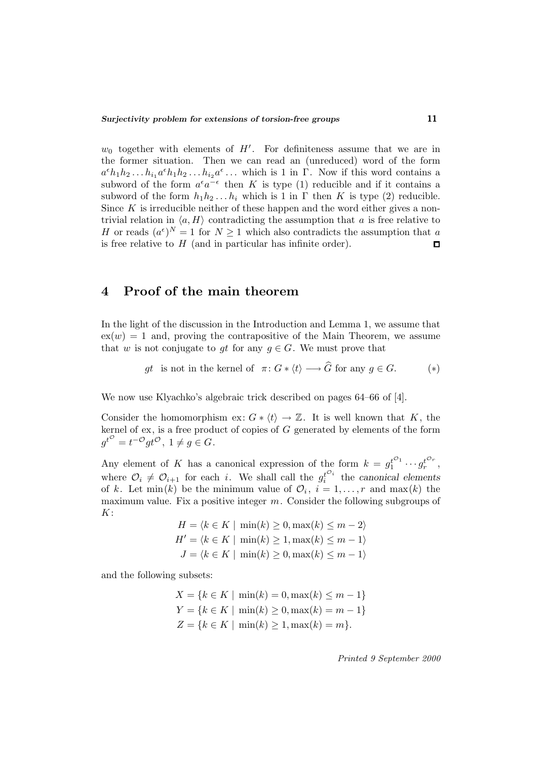$w_0$ together with elements of $H'$. For definiteness assume that we are in the former situation. Then we can read an (unreduced) word of the form $a^\epsilon h_1 h_2 \ldots h_{i_1} a^\epsilon h_1 h_2 \ldots h_{i_2} a^\epsilon \ldots$ which is 1 in $\Gamma$. Now if this word contains a subword of the form $a^\epsilon a^{-\epsilon}$ then $K$ is type (1) reducible and if it contains a subword of the form $h_1 h_2 \ldots h_i$ which is 1 in $\Gamma$ then $K$ is type (2) reducible. Since $K$ is irreducible neither of these happen and the word either gives a non-trivial relation in $\langle a, H \rangle$ contradicting the assumption that $a$ is free relative to $H$ or reads $(a^\epsilon)^N = 1$ for $N \geq 1$ which also contradicts the assumption that $a$ is free relative to $H$ (and in particular has infinite order). □

## 4 Proof of the main theorem

In the light of the discussion in the Introduction and Lemma 1, we assume that $\mathrm{ex}(w) = 1$ and, proving the contrapositive of the Main Theorem, we assume that $w$ is not conjugate to $gt$ for any $g \in G$. We must prove that

$$gt \quad \text{is not in the kernel of} \quad \pi \colon G * \langle t \rangle \longrightarrow \widehat{G} \text{ for any } g \in G. \qquad (*)$$

We now use Klyachko's algebraic trick described on pages 64–66 of [4].

Consider the homomorphism $\mathrm{ex} \colon G * \langle t \rangle \to \mathbb{Z}$. It is well known that $K$, the kernel of ex, is a free product of copies of $G$ generated by elements of the form $g^{t^{\mathcal{O}}} = t^{-\mathcal{O}} g t^{\mathcal{O}}$, $1 \neq g \in G$.

Any element of $K$ has a canonical expression of the form $k = g_1^{t^{\mathcal{O}_1}} \cdots g_r^{t^{\mathcal{O}_r}}$, where $\mathcal{O}_i \neq \mathcal{O}_{i+1}$ for each $i$. We shall call the $g_i^{t^{\mathcal{O}_i}}$ the *canonical elements* of $k$. Let $\min(k)$ be the minimum value of $\mathcal{O}_i$, $i = 1, \ldots, r$ and $\max(k)$ the maximum value. Fix a positive integer $m$. Consider the following subgroups of $K$:

$$\begin{aligned}
H &= \langle k \in K \mid \min(k) \geq 0, \max(k) \leq m-2 \rangle \\
H' &= \langle k \in K \mid \min(k) \geq 1, \max(k) \leq m-1 \rangle \\
J &= \langle k \in K \mid \min(k) \geq 0, \max(k) \leq m-1 \rangle
\end{aligned}$$

and the following subsets:

$$\begin{aligned}
X &= \{k \in K \mid \min(k) = 0, \max(k) \leq m-1\} \\
Y &= \{k \in K \mid \min(k) \geq 0, \max(k) = m-1\} \\
Z &= \{k \in K \mid \min(k) \geq 1, \max(k) = m\}.
\end{aligned}$$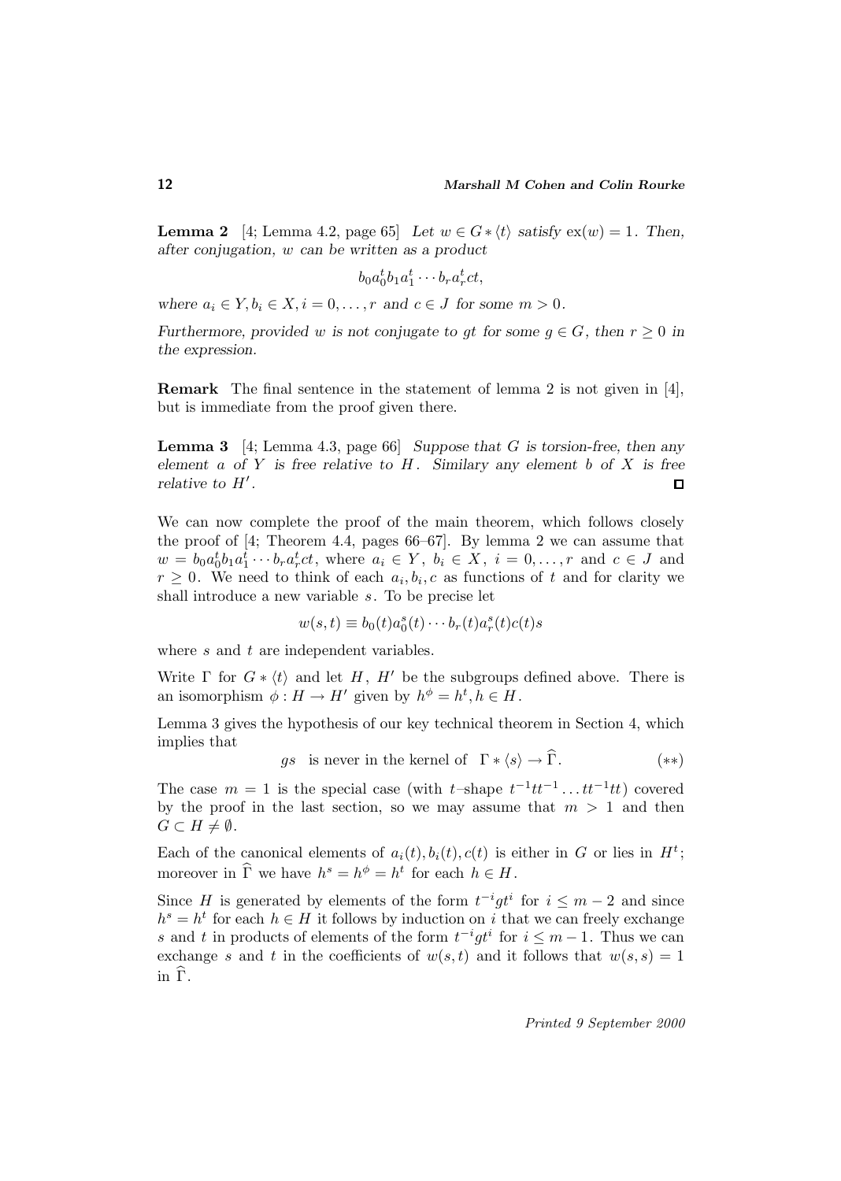**Lemma 2** [4; Lemma 4.2, page 65] *Let $w \in G * \langle t \rangle$ satisfy $\mathrm{ex}(w) = 1$. Then, after conjugation, $w$ can be written as a product*

$$b_0 a_0^t b_1 a_1^t \cdots b_r a_r^t c t,$$

*where $a_i \in Y, b_i \in X, i = 0, \ldots, r$ and $c \in J$ for some $m > 0$.*

*Furthermore, provided $w$ is not conjugate to $gt$ for some $g \in G$, then $r \geq 0$ in the expression.*

**Remark** The final sentence in the statement of lemma 2 is not given in [4], but is immediate from the proof given there.

**Lemma 3** [4; Lemma 4.3, page 66] *Suppose that $G$ is torsion-free, then any element $a$ of $Y$ is free relative to $H$. Similary any element $b$ of $X$ is free relative to $H'$.* □

We can now complete the proof of the main theorem, which follows closely the proof of [4; Theorem 4.4, pages 66–67]. By lemma 2 we can assume that $w = b_0 a_0^t b_1 a_1^t \cdots b_r a_r^t c t$, where $a_i \in Y$, $b_i \in X$, $i = 0, \ldots, r$ and $c \in J$ and $r \geq 0$. We need to think of each $a_i, b_i, c$ as functions of $t$ and for clarity we shall introduce a new variable $s$. To be precise let

$$w(s,t) \equiv b_0(t) a_0^s(t) \cdots b_r(t) a_r^s(t) c(t) s$$

where $s$ and $t$ are independent variables.

Write $\Gamma$ for $G * \langle t \rangle$ and let $H$, $H'$ be the subgroups defined above. There is an isomorphism $\phi : H \to H'$ given by $h^\phi = h^t, h \in H$.

Lemma 3 gives the hypothesis of our key technical theorem in Section 4, which implies that

$$gs \quad \text{is never in the kernel of} \quad \Gamma * \langle s \rangle \to \widehat{\Gamma}. \qquad (**)$$

The case $m = 1$ is the special case (with $t$–shape $t^{-1} t t^{-1} \ldots t t^{-1} t t$) covered by the proof in the last section, so we may assume that $m > 1$ and then $G \subset H \neq \emptyset$.

Each of the canonical elements of $a_i(t), b_i(t), c(t)$ is either in $G$ or lies in $H^t$; moreover in $\widehat{\Gamma}$ we have $h^s = h^\phi = h^t$ for each $h \in H$.

Since $H$ is generated by elements of the form $t^{-i} g t^i$ for $i \leq m-2$ and since $h^s = h^t$ for each $h \in H$ it follows by induction on $i$ that we can freely exchange $s$ and $t$ in products of elements of the form $t^{-i} g t^i$ for $i \leq m-1$. Thus we can exchange $s$ and $t$ in the coefficients of $w(s,t)$ and it follows that $w(s,s) = 1$ in $\widehat{\Gamma}$.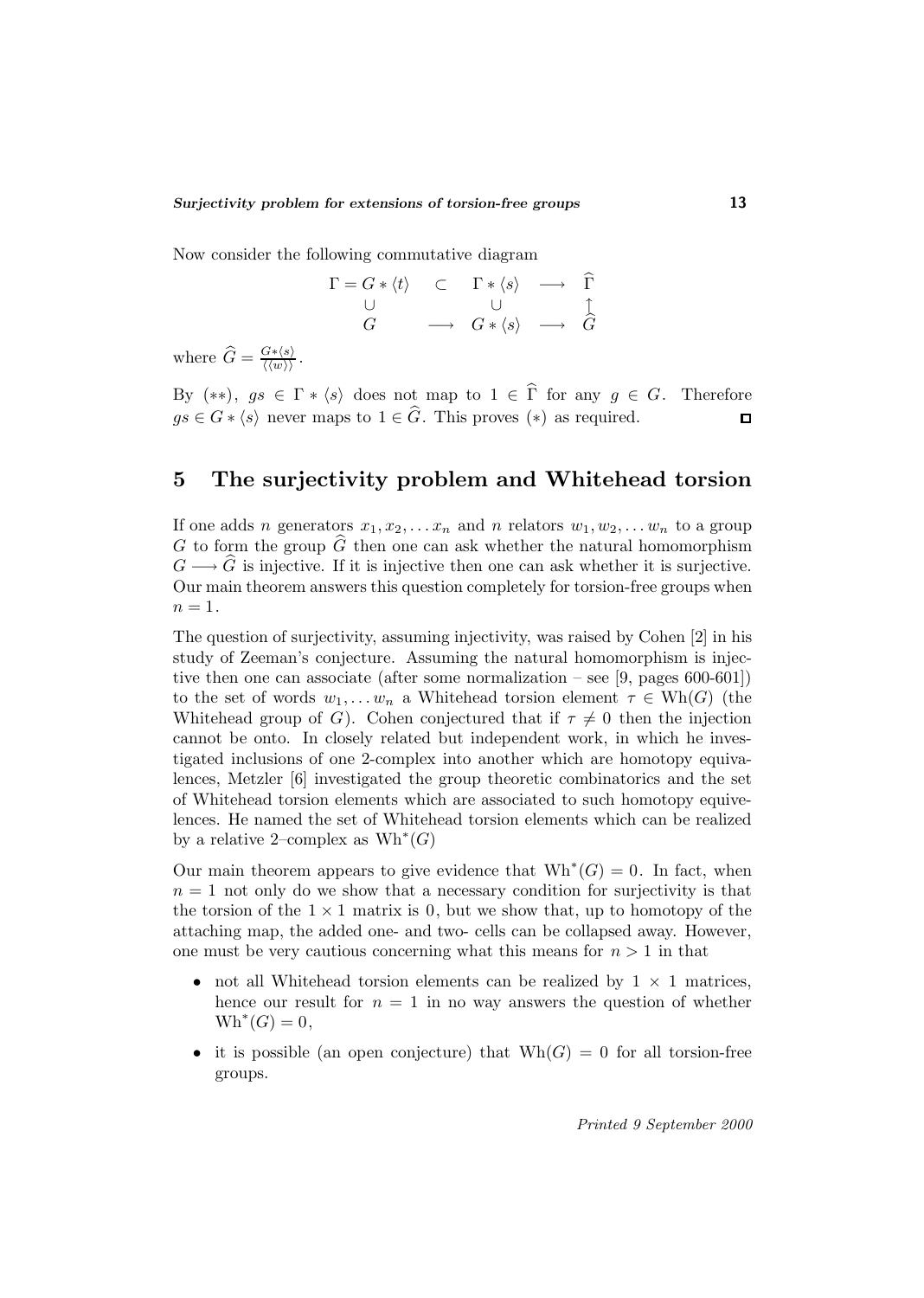Now consider the following commutative diagram

$$
\begin{array}{ccccc}
\Gamma = G * \langle t \rangle & \subset & \Gamma * \langle s \rangle & \longrightarrow & \widehat{\Gamma} \\
\cup & & \cup & & \uparrow \\
G & \longrightarrow & G * \langle s \rangle & \longrightarrow & \widehat{G}
\end{array}
$$

where $\widehat{G} = \frac{G * \langle s \rangle}{\langle\langle w \rangle\rangle}$.

By $(**)$, $gs \in \Gamma * \langle s \rangle$ does not map to $1 \in \widehat{\Gamma}$ for any $g \in G$. Therefore $gs \in G * \langle s \rangle$ never maps to $1 \in \widehat{G}$. This proves $(*)$ as required. ◻

## 5 The surjectivity problem and Whitehead torsion

If one adds $n$ generators $x_1, x_2, \ldots x_n$ and $n$ relators $w_1, w_2, \ldots w_n$ to a group $G$ to form the group $\widehat{G}$ then one can ask whether the natural homomorphism $G \longrightarrow \widehat{G}$ is injective. If it is injective then one can ask whether it is surjective. Our main theorem answers this question completely for torsion-free groups when $n = 1$.

The question of surjectivity, assuming injectivity, was raised by Cohen [2] in his study of Zeeman's conjecture. Assuming the natural homomorphism is injective then one can associate (after some normalization – see [9, pages 600-601]) to the set of words $w_1, \ldots w_n$ a Whitehead torsion element $\tau \in \mathrm{Wh}(G)$ (the Whitehead group of $G$). Cohen conjectured that if $\tau \neq 0$ then the injection cannot be onto. In closely related but independent work, in which he investigated inclusions of one 2-complex into another which are homotopy equivalences, Metzler [6] investigated the group theoretic combinatorics and the set of Whitehead torsion elements which are associated to such homotopy equivelences. He named the set of Whitehead torsion elements which can be realized by a relative 2–complex as $\mathrm{Wh}^*(G)$

Our main theorem appears to give evidence that $\mathrm{Wh}^*(G) = 0$. In fact, when $n = 1$ not only do we show that a necessary condition for surjectivity is that the torsion of the $1 \times 1$ matrix is 0, but we show that, up to homotopy of the attaching map, the added one- and two- cells can be collapsed away. However, one must be very cautious concerning what this means for $n > 1$ in that

- not all Whitehead torsion elements can be realized by $1 \times 1$ matrices, hence our result for $n = 1$ in no way answers the question of whether $\mathrm{Wh}^*(G) = 0$,
- it is possible (an open conjecture) that $\mathrm{Wh}(G) = 0$ for all torsion-free groups.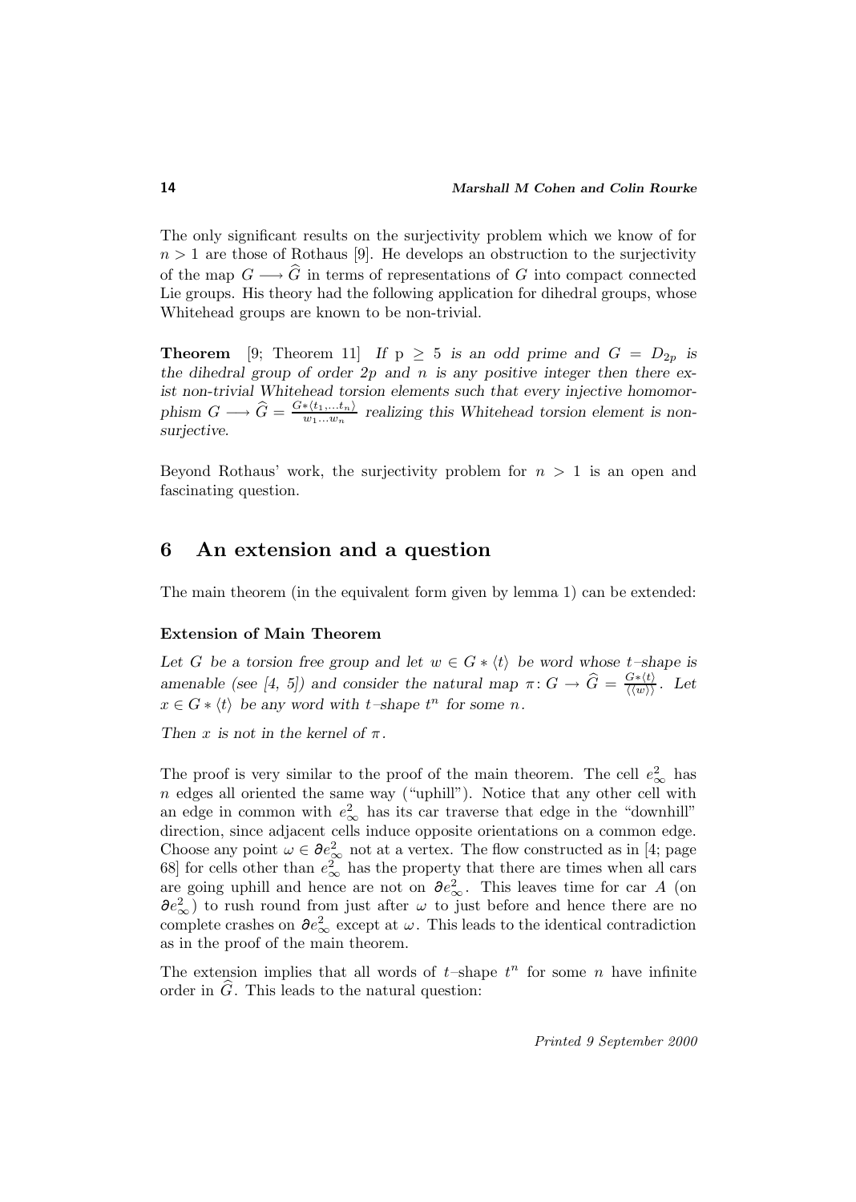The only significant results on the surjectivity problem which we know of for $n > 1$ are those of Rothaus [9]. He develops an obstruction to the surjectivity of the map $G \longrightarrow \widehat{G}$ in terms of representations of $G$ into compact connected Lie groups. His theory had the following application for dihedral groups, whose Whitehead groups are known to be non-trivial.

**Theorem** [9; Theorem 11] *If* p $\geq 5$ *is an odd prime and* $G = D_{2p}$ *is the dihedral group of order* $2p$ *and* $n$ *is any positive integer then there exist non-trivial Whitehead torsion elements such that every injective homomorphism* $G \longrightarrow \widehat{G} = \frac{G*\langle t_1,\ldots t_n\rangle}{w_1\ldots w_n}$ *realizing this Whitehead torsion element is non-surjective.*

Beyond Rothaus' work, the surjectivity problem for $n > 1$ is an open and fascinating question.

## 6 An extension and a question

The main theorem (in the equivalent form given by lemma 1) can be extended:

### Extension of Main Theorem

*Let* $G$ *be a torsion free group and let* $w \in G * \langle t\rangle$ *be word whose* $t$*–shape is amenable (see [4, 5]) and consider the natural map* $\pi\colon G \to \widehat{G} = \frac{G*\langle t\rangle}{\langle\langle w\rangle\rangle}$*. Let* $x \in G * \langle t\rangle$ *be any word with* $t$*–shape* $t^n$ *for some* $n$*.*

*Then* $x$ *is not in the kernel of* $\pi$*.*

The proof is very similar to the proof of the main theorem. The cell $e^2_\infty$ has $n$ edges all oriented the same way ("uphill"). Notice that any other cell with an edge in common with $e^2_\infty$ has its car traverse that edge in the "downhill" direction, since adjacent cells induce opposite orientations on a common edge. Choose any point $\omega \in \partial e^2_\infty$ not at a vertex. The flow constructed as in [4; page 68] for cells other than $e^2_\infty$ has the property that there are times when all cars are going uphill and hence are not on $\partial e^2_\infty$. This leaves time for car $A$ (on $\partial e^2_\infty$) to rush round from just after $\omega$ to just before and hence there are no complete crashes on $\partial e^2_\infty$ except at $\omega$. This leads to the identical contradiction as in the proof of the main theorem.

The extension implies that all words of $t$–shape $t^n$ for some $n$ have infinite order in $\widehat{G}$. This leads to the natural question: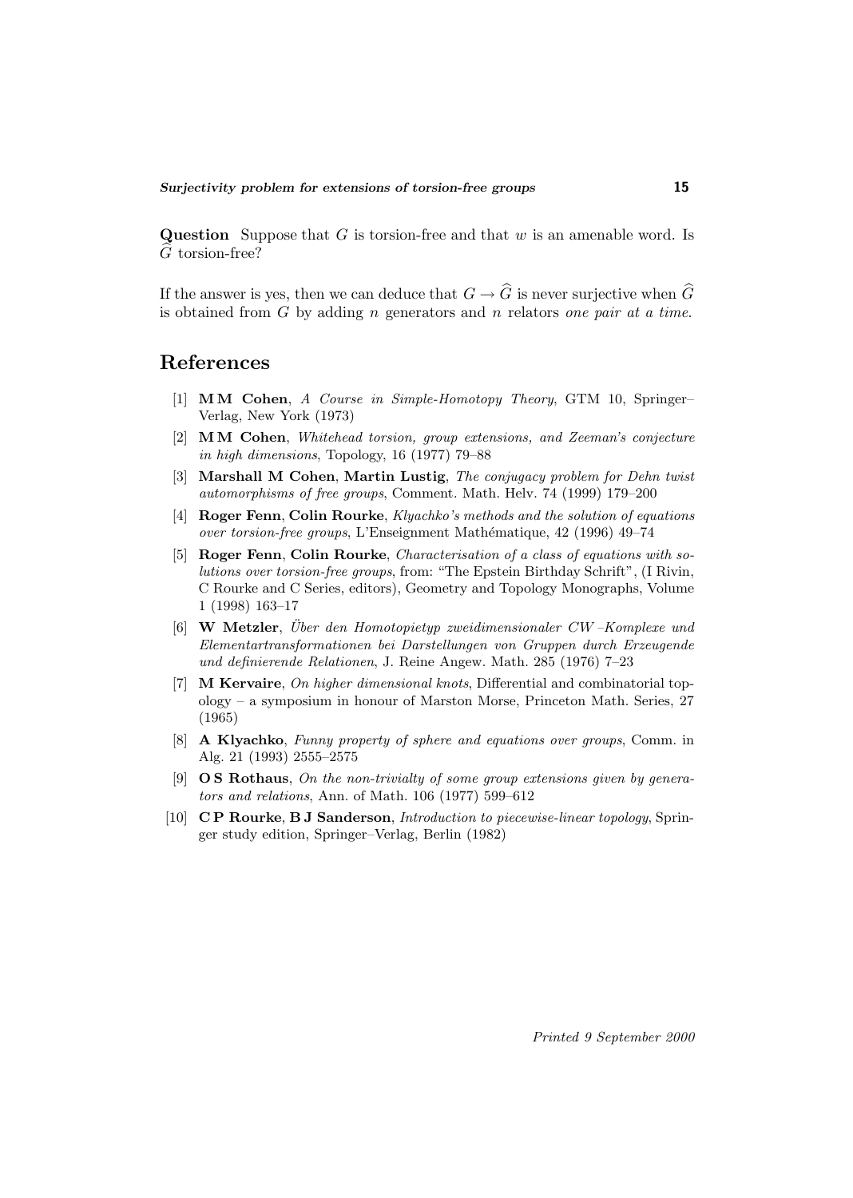**Question** Suppose that $G$ is torsion-free and that $w$ is an amenable word. Is $\widehat{G}$ torsion-free?

If the answer is yes, then we can deduce that $G \to \widehat{G}$ is never surjective when $\widehat{G}$ is obtained from $G$ by adding $n$ generators and $n$ relators *one pair at a time*.

## References

[1] **M M Cohen**, *A Course in Simple-Homotopy Theory*, GTM 10, Springer–Verlag, New York (1973)

[2] **M M Cohen**, *Whitehead torsion, group extensions, and Zeeman's conjecture in high dimensions*, Topology, 16 (1977) 79–88

[3] **Marshall M Cohen**, **Martin Lustig**, *The conjugacy problem for Dehn twist automorphisms of free groups*, Comment. Math. Helv. 74 (1999) 179–200

[4] **Roger Fenn**, **Colin Rourke**, *Klyachko's methods and the solution of equations over torsion-free groups*, L'Enseignment Mathématique, 42 (1996) 49–74

[5] **Roger Fenn**, **Colin Rourke**, *Characterisation of a class of equations with solutions over torsion-free groups*, from: "The Epstein Birthday Schrift", (I Rivin, C Rourke and C Series, editors), Geometry and Topology Monographs, Volume 1 (1998) 163–17

[6] **W Metzler**, *Über den Homotopietyp zweidimensionaler CW–Komplexe und Elementartransformationen bei Darstellungen von Gruppen durch Erzeugende und definierende Relationen*, J. Reine Angew. Math. 285 (1976) 7–23

[7] **M Kervaire**, *On higher dimensional knots*, Differential and combinatorial topology – a symposium in honour of Marston Morse, Princeton Math. Series, 27 (1965)

[8] **A Klyachko**, *Funny property of sphere and equations over groups*, Comm. in Alg. 21 (1993) 2555–2575

[9] **O S Rothaus**, *On the non-trivialty of some group extensions given by generators and relations*, Ann. of Math. 106 (1977) 599–612

[10] **C P Rourke**, **B J Sanderson**, *Introduction to piecewise-linear topology*, Springer study edition, Springer–Verlag, Berlin (1982)

*Printed 9 September 2000*